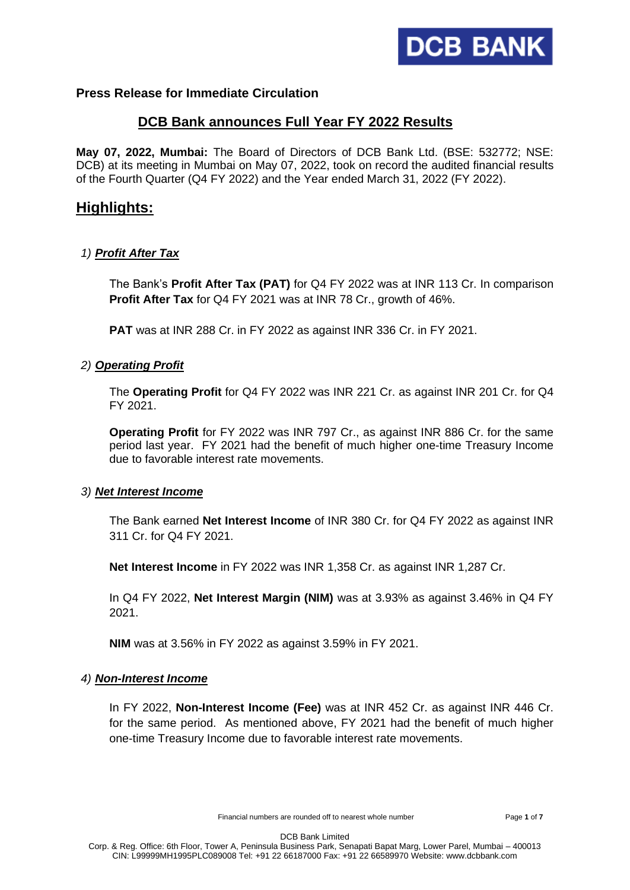**Press Release for Immediate Circulation**

# DCB Bank announces Full Year FY 2022 Results

**May 07, 2022, Mumbai:** The Board of Directors of DCB Bank Ltd. (BSE: 532772; NSE: DCB) at its meeting in Mumbai on May 07, 2022, took on record the audited financial results of the Fourth Quarter (Q4 FY 2022) and the Year ended March 31, 2022 (FY 2022).

## Highlights:

### 1) *Profit After Tax*

The Bank's **Profit After Tax (PAT)** for Q4 FY 2022 was at INR 113 Cr. In comparison **Profit After Tax** for Q4 FY 2021 was at INR 78 Cr., growth of 46%.

**PAT** was at INR 288 Cr. in FY 2022 as against INR 336 Cr. in FY 2021.

### 2) *Operating Profit*

The **Operating Profit** for Q4 FY 2022 was INR 221 Cr. as against INR 201 Cr. for Q4 FY 2021.

**Operating Profit** for FY 2022 was INR 797 Cr., as against INR 886 Cr. for the same period last year. FY 2021 had the benefit of much higher one-time Treasury Income due to favorable interest rate movements.

### 3) *Net Interest Income*

The Bank earned **Net Interest Income** of INR 380 Cr. for Q4 FY 2022 as against INR 311 Cr. for Q4 FY 2021.

**Net Interest Income** in FY 2022 was INR 1,358 Cr. as against INR 1,287 Cr.

In Q4 FY 2022, **Net Interest Margin (NIM)** was at 3.93% as against 3.46% in Q4 FY 2021.

**NIM** was at 3.56% in FY 2022 as against 3.59% in FY 2021.

### 4) *Non-Interest Income*

In FY 2022, **Non-Interest Income (Fee)** was at INR 452 Cr. as against INR 446 Cr. for the same period. As mentioned above, FY 2021 had the benefit of much higher one-time Treasury Income due to favorable interest rate movements.

Financial numbers are rounded off to nearest whole number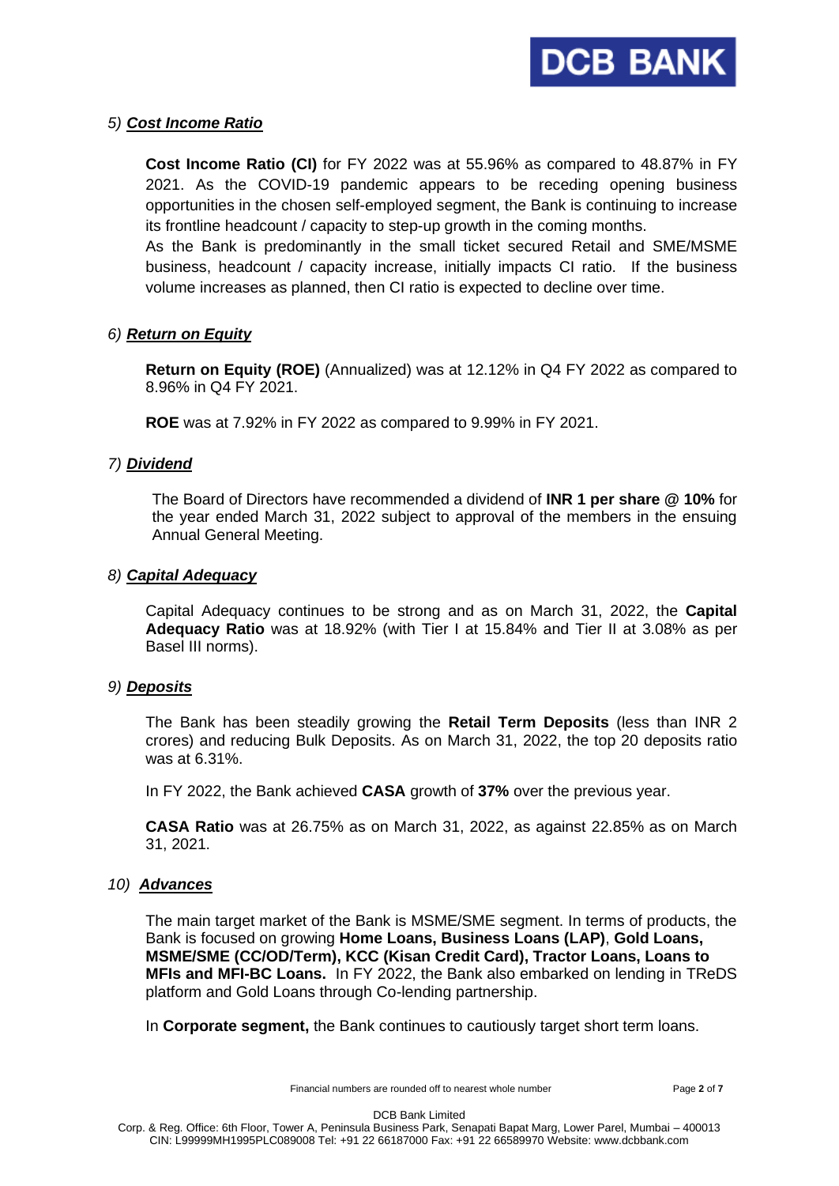### 5) ***Cost Income Ratio***

**Cost Income Ratio (CI)** for FY 2022 was at 55.96% as compared to 48.87% in FY 2021. As the COVID-19 pandemic appears to be receding opening business opportunities in the chosen self-employed segment, the Bank is continuing to increase its frontline headcount / capacity to step-up growth in the coming months.
As the Bank is predominantly in the small ticket secured Retail and SME/MSME business, headcount / capacity increase, initially impacts CI ratio. If the business volume increases as planned, then CI ratio is expected to decline over time.

### 6) ***Return on Equity***

**Return on Equity (ROE)** (Annualized) was at 12.12% in Q4 FY 2022 as compared to 8.96% in Q4 FY 2021.

**ROE** was at 7.92% in FY 2022 as compared to 9.99% in FY 2021.

### 7) ***Dividend***

The Board of Directors have recommended a dividend of **INR 1 per share @ 10%** for the year ended March 31, 2022 subject to approval of the members in the ensuing Annual General Meeting.

### 8) ***Capital Adequacy***

Capital Adequacy continues to be strong and as on March 31, 2022, the **Capital Adequacy Ratio** was at 18.92% (with Tier I at 15.84% and Tier II at 3.08% as per Basel III norms).

### 9) ***Deposits***

The Bank has been steadily growing the **Retail Term Deposits** (less than INR 2 crores) and reducing Bulk Deposits. As on March 31, 2022, the top 20 deposits ratio was at 6.31%.

In FY 2022, the Bank achieved **CASA** growth of **37%** over the previous year.

**CASA Ratio** was at 26.75% as on March 31, 2022, as against 22.85% as on March 31, 2021.

### 10) ***Advances***

The main target market of the Bank is MSME/SME segment. In terms of products, the Bank is focused on growing **Home Loans, Business Loans (LAP)**, **Gold Loans, MSME/SME (CC/OD/Term), KCC (Kisan Credit Card), Tractor Loans, Loans to MFIs and MFI-BC Loans.** In FY 2022, the Bank also embarked on lending in TReDS platform and Gold Loans through Co-lending partnership.

In **Corporate segment,** the Bank continues to cautiously target short term loans.

Financial numbers are rounded off to nearest whole number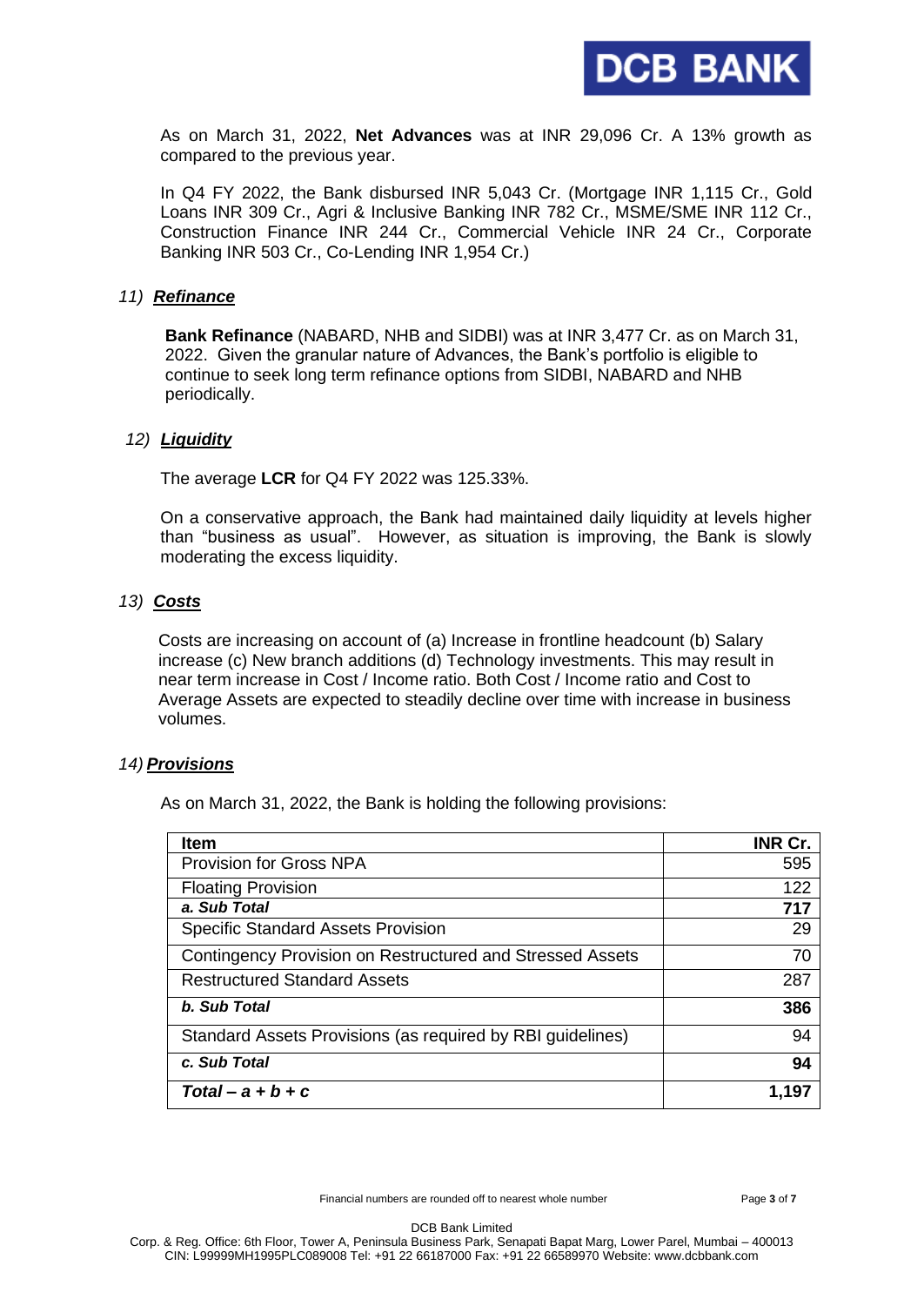As on March 31, 2022, **Net Advances** was at INR 29,096 Cr. A 13% growth as compared to the previous year.

In Q4 FY 2022, the Bank disbursed INR 5,043 Cr. (Mortgage INR 1,115 Cr., Gold Loans INR 309 Cr., Agri & Inclusive Banking INR 782 Cr., MSME/SME INR 112 Cr., Construction Finance INR 244 Cr., Commercial Vehicle INR 24 Cr., Corporate Banking INR 503 Cr., Co-Lending INR 1,954 Cr.)

### 11) ***Refinance***

**Bank Refinance** (NABARD, NHB and SIDBI) was at INR 3,477 Cr. as on March 31, 2022. Given the granular nature of Advances, the Bank's portfolio is eligible to continue to seek long term refinance options from SIDBI, NABARD and NHB periodically.

### 12) ***Liquidity***

The average **LCR** for Q4 FY 2022 was 125.33%.

On a conservative approach, the Bank had maintained daily liquidity at levels higher than "business as usual". However, as situation is improving, the Bank is slowly moderating the excess liquidity.

### 13) ***Costs***

Costs are increasing on account of (a) Increase in frontline headcount (b) Salary increase (c) New branch additions (d) Technology investments. This may result in near term increase in Cost / Income ratio. Both Cost / Income ratio and Cost to Average Assets are expected to steadily decline over time with increase in business volumes.

### 14) ***Provisions***

As on March 31, 2022, the Bank is holding the following provisions:

| **Item** | **INR Cr.** |
|---|---|
| Provision for Gross NPA | 595 |
| Floating Provision | 122 |
| ***a. Sub Total*** | **717** |
| Specific Standard Assets Provision | 29 |
| Contingency Provision on Restructured and Stressed Assets | 70 |
| Restructured Standard Assets | 287 |
| ***b. Sub Total*** | **386** |
| Standard Assets Provisions (as required by RBI guidelines) | 94 |
| ***c. Sub Total*** | **94** |
| ***Total – a + b + c*** | **1,197** |

Financial numbers are rounded off to nearest whole number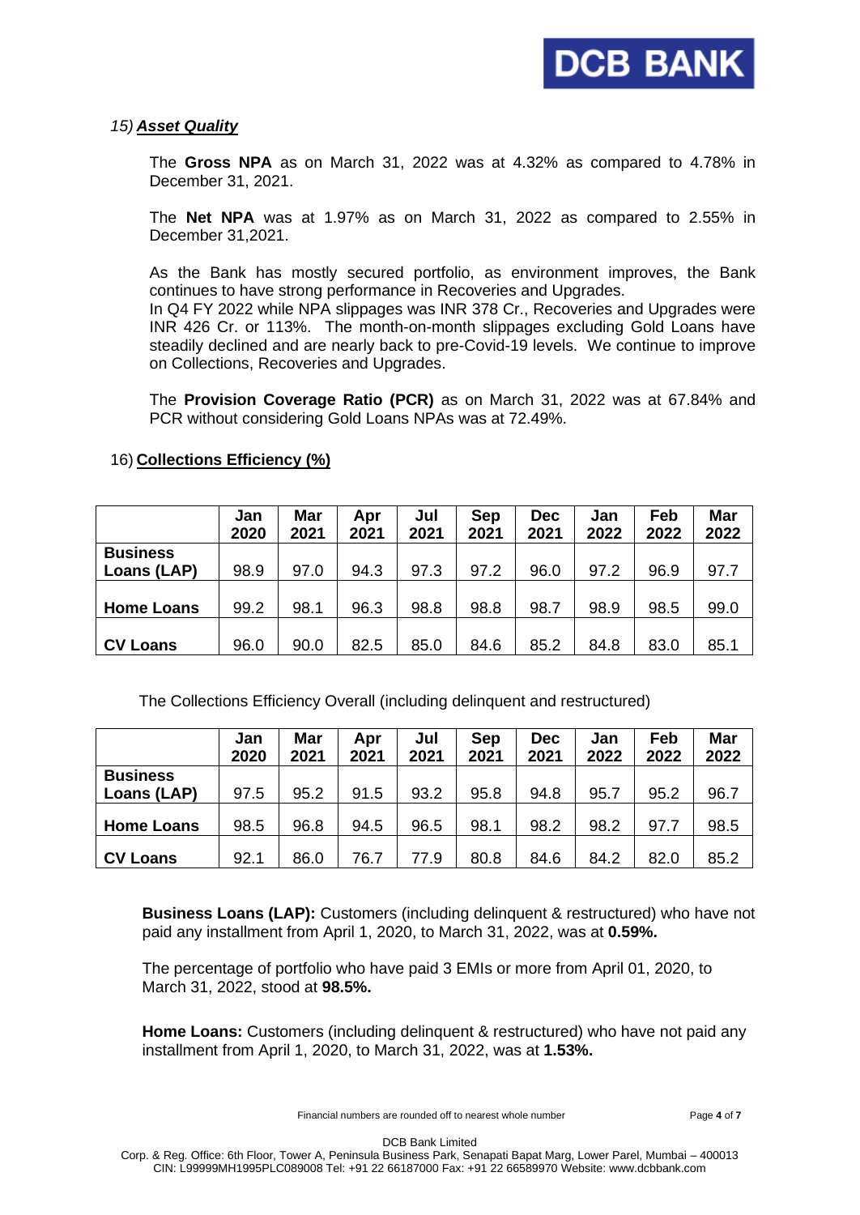15) ***Asset Quality***

The **Gross NPA** as on March 31, 2022 was at 4.32% as compared to 4.78% in December 31, 2021.

The **Net NPA** was at 1.97% as on March 31, 2022 as compared to 2.55% in December 31,2021.

As the Bank has mostly secured portfolio, as environment improves, the Bank continues to have strong performance in Recoveries and Upgrades.
In Q4 FY 2022 while NPA slippages was INR 378 Cr., Recoveries and Upgrades were INR 426 Cr. or 113%. The month-on-month slippages excluding Gold Loans have steadily declined and are nearly back to pre-Covid-19 levels. We continue to improve on Collections, Recoveries and Upgrades.

The **Provision Coverage Ratio (PCR)** as on March 31, 2022 was at 67.84% and PCR without considering Gold Loans NPAs was at 72.49%.

16) **Collections Efficiency (%)**

| | Jan 2020 | Mar 2021 | Apr 2021 | Jul 2021 | Sep 2021 | Dec 2021 | Jan 2022 | Feb 2022 | Mar 2022 |
|---|---|---|---|---|---|---|---|---|---|
| **Business Loans (LAP)** | 98.9 | 97.0 | 94.3 | 97.3 | 97.2 | 96.0 | 97.2 | 96.9 | 97.7 |
| **Home Loans** | 99.2 | 98.1 | 96.3 | 98.8 | 98.8 | 98.7 | 98.9 | 98.5 | 99.0 |
| **CV Loans** | 96.0 | 90.0 | 82.5 | 85.0 | 84.6 | 85.2 | 84.8 | 83.0 | 85.1 |

The Collections Efficiency Overall (including delinquent and restructured)

| | Jan 2020 | Mar 2021 | Apr 2021 | Jul 2021 | Sep 2021 | Dec 2021 | Jan 2022 | Feb 2022 | Mar 2022 |
|---|---|---|---|---|---|---|---|---|---|
| **Business Loans (LAP)** | 97.5 | 95.2 | 91.5 | 93.2 | 95.8 | 94.8 | 95.7 | 95.2 | 96.7 |
| **Home Loans** | 98.5 | 96.8 | 94.5 | 96.5 | 98.1 | 98.2 | 98.2 | 97.7 | 98.5 |
| **CV Loans** | 92.1 | 86.0 | 76.7 | 77.9 | 80.8 | 84.6 | 84.2 | 82.0 | 85.2 |

**Business Loans (LAP):** Customers (including delinquent & restructured) who have not paid any installment from April 1, 2020, to March 31, 2022, was at **0.59%.**

The percentage of portfolio who have paid 3 EMIs or more from April 01, 2020, to March 31, 2022, stood at **98.5%.**

**Home Loans:** Customers (including delinquent & restructured) who have not paid any installment from April 1, 2020, to March 31, 2022, was at **1.53%.**

Financial numbers are rounded off to nearest whole number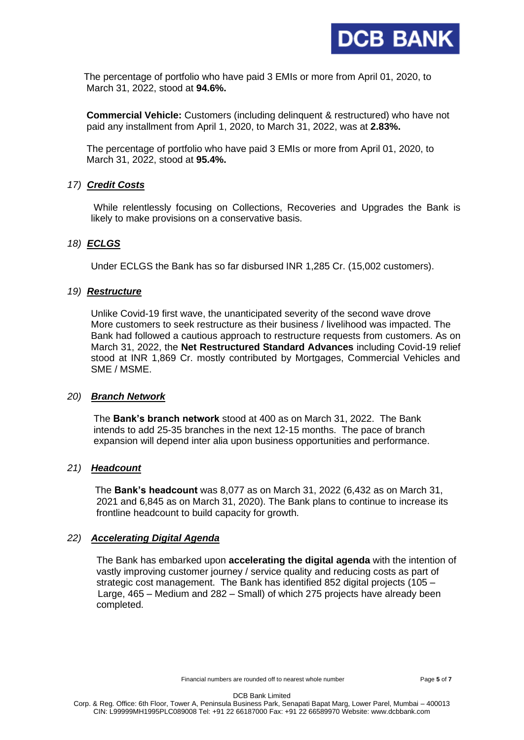The percentage of portfolio who have paid 3 EMIs or more from April 01, 2020, to March 31, 2022, stood at **94.6%.**

**Commercial Vehicle:** Customers (including delinquent & restructured) who have not paid any installment from April 1, 2020, to March 31, 2022, was at **2.83%.**

The percentage of portfolio who have paid 3 EMIs or more from April 01, 2020, to March 31, 2022, stood at **95.4%.**

### *17) **Credit Costs***

While relentlessly focusing on Collections, Recoveries and Upgrades the Bank is likely to make provisions on a conservative basis.

### *18) **ECLGS***

Under ECLGS the Bank has so far disbursed INR 1,285 Cr. (15,002 customers).

### *19) **Restructure***

Unlike Covid-19 first wave, the unanticipated severity of the second wave drove More customers to seek restructure as their business / livelihood was impacted. The Bank had followed a cautious approach to restructure requests from customers. As on March 31, 2022, the **Net Restructured Standard Advances** including Covid-19 relief stood at INR 1,869 Cr. mostly contributed by Mortgages, Commercial Vehicles and SME / MSME.

### *20) **Branch Network***

The **Bank's branch network** stood at 400 as on March 31, 2022. The Bank intends to add 25-35 branches in the next 12-15 months. The pace of branch expansion will depend inter alia upon business opportunities and performance.

### *21) **Headcount***

The **Bank's headcount** was 8,077 as on March 31, 2022 (6,432 as on March 31, 2021 and 6,845 as on March 31, 2020). The Bank plans to continue to increase its frontline headcount to build capacity for growth.

### *22) **Accelerating Digital Agenda***

The Bank has embarked upon **accelerating the digital agenda** with the intention of vastly improving customer journey / service quality and reducing costs as part of strategic cost management. The Bank has identified 852 digital projects (105 – Large, 465 – Medium and 282 – Small) of which 275 projects have already been completed.

Financial numbers are rounded off to nearest whole number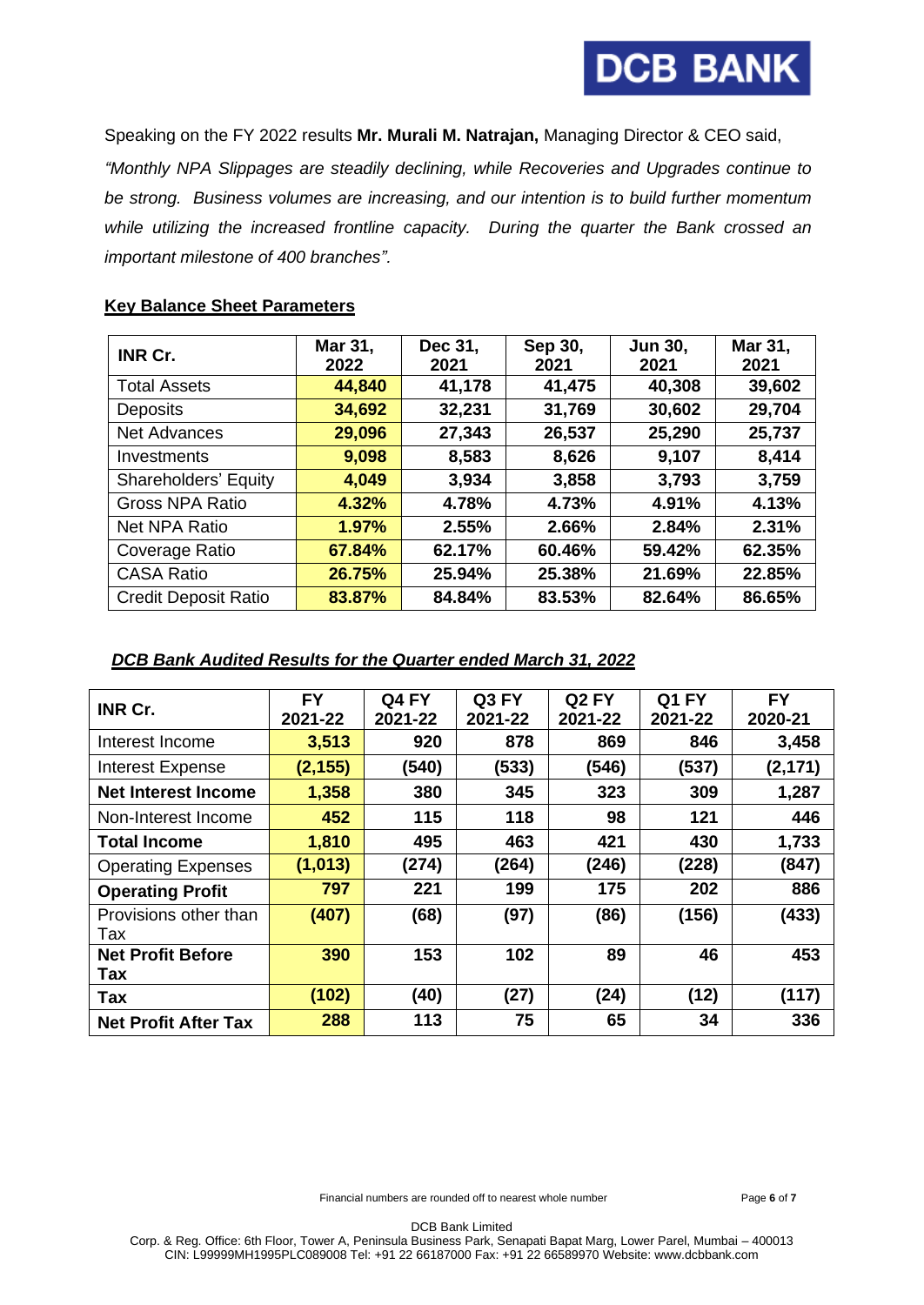Speaking on the FY 2022 results **Mr. Murali M. Natrajan,** Managing Director & CEO said,

*"Monthly NPA Slippages are steadily declining, while Recoveries and Upgrades continue to be strong. Business volumes are increasing, and our intention is to build further momentum while utilizing the increased frontline capacity. During the quarter the Bank crossed an important milestone of 400 branches".*

**Key Balance Sheet Parameters**

| INR Cr. | Mar 31, 2022 | Dec 31, 2021 | Sep 30, 2021 | Jun 30, 2021 | Mar 31, 2021 |
|---|---|---|---|---|---|
| Total Assets | 44,840 | 41,178 | 41,475 | 40,308 | 39,602 |
| Deposits | 34,692 | 32,231 | 31,769 | 30,602 | 29,704 |
| Net Advances | 29,096 | 27,343 | 26,537 | 25,290 | 25,737 |
| Investments | 9,098 | 8,583 | 8,626 | 9,107 | 8,414 |
| Shareholders' Equity | 4,049 | 3,934 | 3,858 | 3,793 | 3,759 |
| Gross NPA Ratio | 4.32% | 4.78% | 4.73% | 4.91% | 4.13% |
| Net NPA Ratio | 1.97% | 2.55% | 2.66% | 2.84% | 2.31% |
| Coverage Ratio | 67.84% | 62.17% | 60.46% | 59.42% | 62.35% |
| CASA Ratio | 26.75% | 25.94% | 25.38% | 21.69% | 22.85% |
| Credit Deposit Ratio | 83.87% | 84.84% | 83.53% | 82.64% | 86.65% |

***DCB Bank Audited Results for the Quarter ended March 31, 2022***

| INR Cr. | FY 2021-22 | Q4 FY 2021-22 | Q3 FY 2021-22 | Q2 FY 2021-22 | Q1 FY 2021-22 | FY 2020-21 |
|---|---|---|---|---|---|---|
| Interest Income | 3,513 | 920 | 878 | 869 | 846 | 3,458 |
| Interest Expense | (2,155) | (540) | (533) | (546) | (537) | (2,171) |
| **Net Interest Income** | 1,358 | 380 | 345 | 323 | 309 | 1,287 |
| Non-Interest Income | 452 | 115 | 118 | 98 | 121 | 446 |
| **Total Income** | 1,810 | 495 | 463 | 421 | 430 | 1,733 |
| Operating Expenses | (1,013) | (274) | (264) | (246) | (228) | (847) |
| **Operating Profit** | 797 | 221 | 199 | 175 | 202 | 886 |
| Provisions other than Tax | (407) | (68) | (97) | (86) | (156) | (433) |
| **Net Profit Before Tax** | 390 | 153 | 102 | 89 | 46 | 453 |
| **Tax** | (102) | (40) | (27) | (24) | (12) | (117) |
| **Net Profit After Tax** | 288 | 113 | 75 | 65 | 34 | 336 |

Financial numbers are rounded off to nearest whole number

DCB Bank Limited
Corp. & Reg. Office: 6th Floor, Tower A, Peninsula Business Park, Senapati Bapat Marg, Lower Parel, Mumbai – 400013
CIN: L99999MH1995PLC089008 Tel: +91 22 66187000 Fax: +91 22 66589970 Website: www.dcbbank.com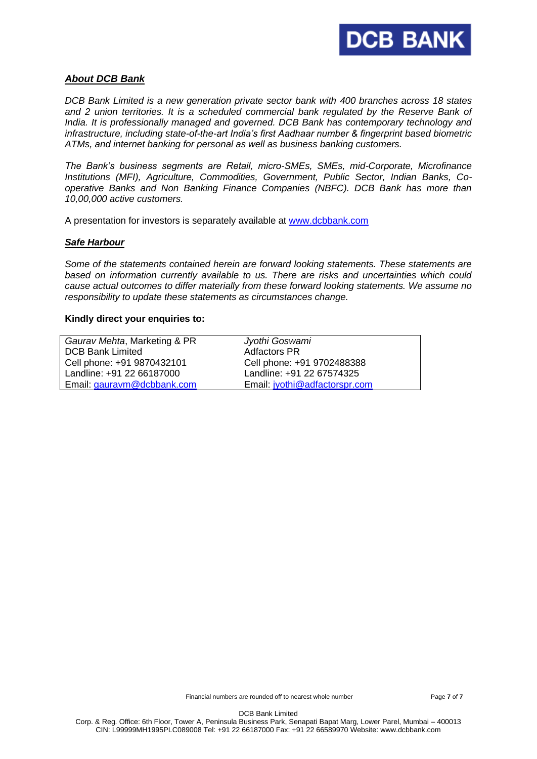### ***About DCB Bank***

*DCB Bank Limited is a new generation private sector bank with 400 branches across 18 states and 2 union territories. It is a scheduled commercial bank regulated by the Reserve Bank of India. It is professionally managed and governed. DCB Bank has contemporary technology and infrastructure, including state-of-the-art India's first Aadhaar number & fingerprint based biometric ATMs, and internet banking for personal as well as business banking customers.*

*The Bank's business segments are Retail, micro-SMEs, SMEs, mid-Corporate, Microfinance Institutions (MFI), Agriculture, Commodities, Government, Public Sector, Indian Banks, Co-operative Banks and Non Banking Finance Companies (NBFC). DCB Bank has more than 10,00,000 active customers.*

A presentation for investors is separately available at www.dcbbank.com

### ***Safe Harbour***

*Some of the statements contained herein are forward looking statements. These statements are based on information currently available to us. There are risks and uncertainties which could cause actual outcomes to differ materially from these forward looking statements. We assume no responsibility to update these statements as circumstances change.*

**Kindly direct your enquiries to:**

| | |
|---|---|
| *Gaurav Mehta*, Marketing & PR | *Jyothi Goswami* |
| DCB Bank Limited | Adfactors PR |
| Cell phone: +91 9870432101 | Cell phone: +91 9702488388 |
| Landline: +91 22 66187000 | Landline: +91 22 67574325 |
| Email: gauravm@dcbbank.com | Email: jyothi@adfactorspr.com |

Financial numbers are rounded off to nearest whole number

DCB Bank Limited
Corp. & Reg. Office: 6th Floor, Tower A, Peninsula Business Park, Senapati Bapat Marg, Lower Parel, Mumbai – 400013
CIN: L99999MH1995PLC089008 Tel: +91 22 66187000 Fax: +91 22 66589970 Website: www.dcbbank.com